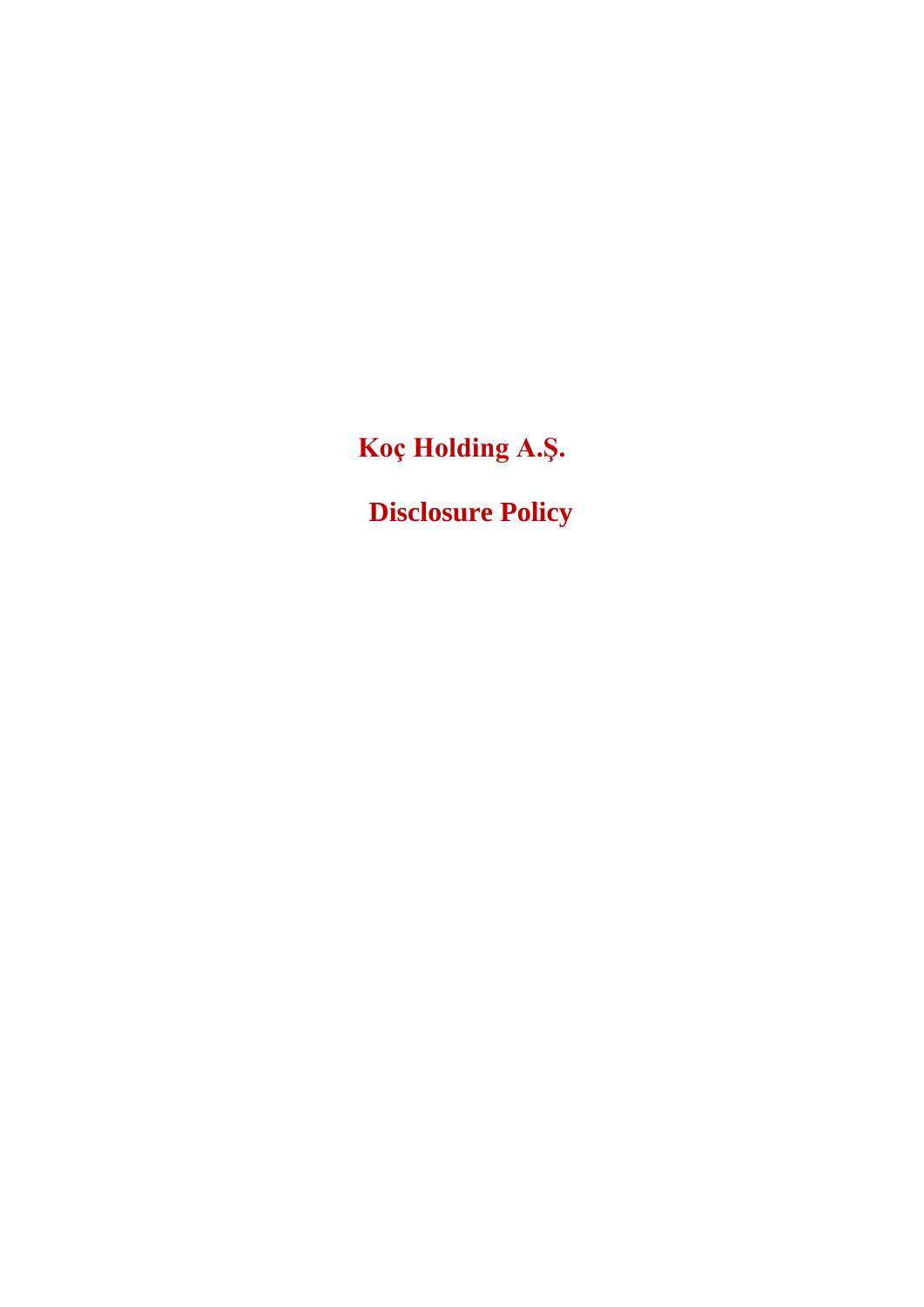# Koç Holding A.Ş.

# Disclosure Policy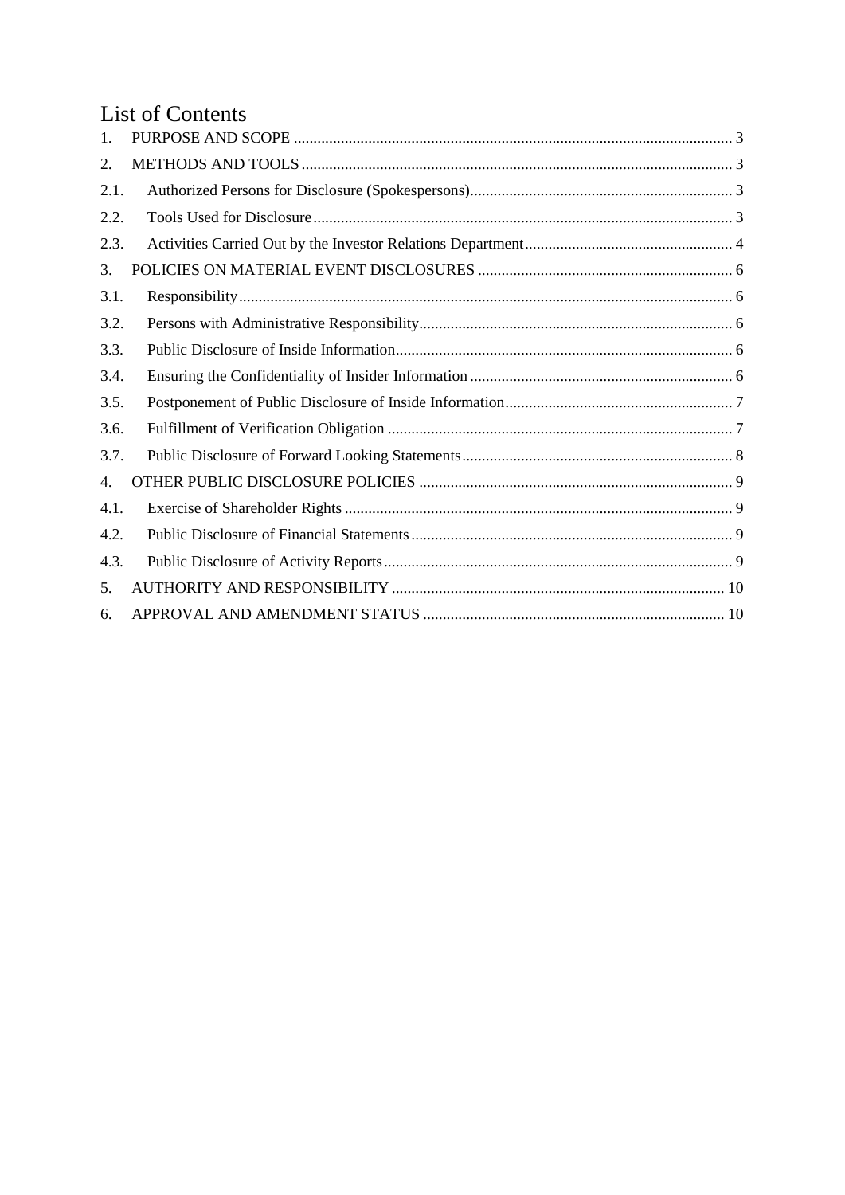# List of Contents

| | | |
|---|---|---|
| 1. | PURPOSE AND SCOPE | 3 |
| 2. | METHODS AND TOOLS | 3 |
| 2.1. | Authorized Persons for Disclosure (Spokespersons) | 3 |
| 2.2. | Tools Used for Disclosure | 3 |
| 2.3. | Activities Carried Out by the Investor Relations Department | 4 |
| 3. | POLICIES ON MATERIAL EVENT DISCLOSURES | 6 |
| 3.1. | Responsibility | 6 |
| 3.2. | Persons with Administrative Responsibility | 6 |
| 3.3. | Public Disclosure of Inside Information | 6 |
| 3.4. | Ensuring the Confidentiality of Insider Information | 6 |
| 3.5. | Postponement of Public Disclosure of Inside Information | 7 |
| 3.6. | Fulfillment of Verification Obligation | 7 |
| 3.7. | Public Disclosure of Forward Looking Statements | 8 |
| 4. | OTHER PUBLIC DISCLOSURE POLICIES | 9 |
| 4.1. | Exercise of Shareholder Rights | 9 |
| 4.2. | Public Disclosure of Financial Statements | 9 |
| 4.3. | Public Disclosure of Activity Reports | 9 |
| 5. | AUTHORITY AND RESPONSIBILITY | 10 |
| 6. | APPROVAL AND AMENDMENT STATUS | 10 |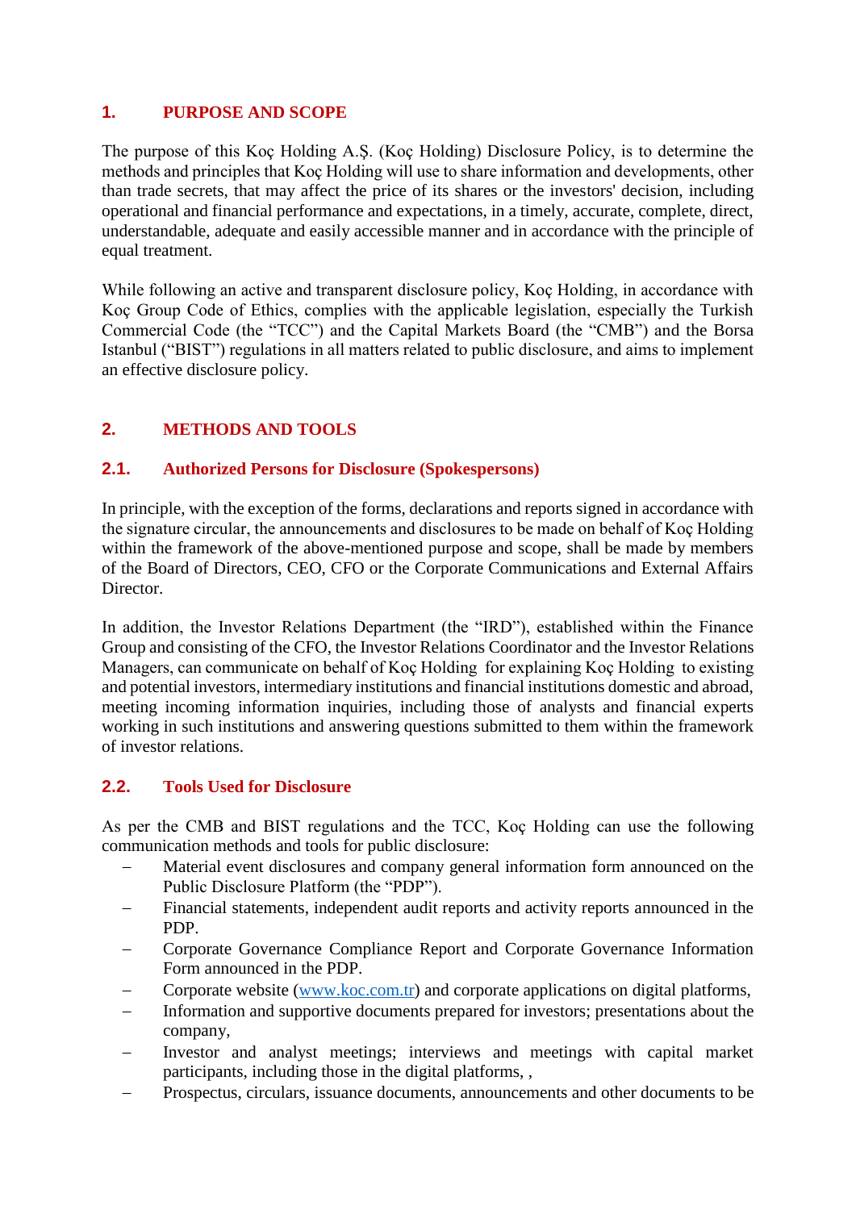## 1. PURPOSE AND SCOPE

The purpose of this Koç Holding A.Ş. (Koç Holding) Disclosure Policy, is to determine the methods and principles that Koç Holding will use to share information and developments, other than trade secrets, that may affect the price of its shares or the investors' decision, including operational and financial performance and expectations, in a timely, accurate, complete, direct, understandable, adequate and easily accessible manner and in accordance with the principle of equal treatment.

While following an active and transparent disclosure policy, Koç Holding, in accordance with Koç Group Code of Ethics, complies with the applicable legislation, especially the Turkish Commercial Code (the "TCC") and the Capital Markets Board (the "CMB") and the Borsa Istanbul ("BIST") regulations in all matters related to public disclosure, and aims to implement an effective disclosure policy.

## 2. METHODS AND TOOLS

### 2.1. Authorized Persons for Disclosure (Spokespersons)

In principle, with the exception of the forms, declarations and reports signed in accordance with the signature circular, the announcements and disclosures to be made on behalf of Koç Holding within the framework of the above-mentioned purpose and scope, shall be made by members of the Board of Directors, CEO, CFO or the Corporate Communications and External Affairs Director.

In addition, the Investor Relations Department (the "IRD"), established within the Finance Group and consisting of the CFO, the Investor Relations Coordinator and the Investor Relations Managers, can communicate on behalf of Koç Holding for explaining Koç Holding to existing and potential investors, intermediary institutions and financial institutions domestic and abroad, meeting incoming information inquiries, including those of analysts and financial experts working in such institutions and answering questions submitted to them within the framework of investor relations.

### 2.2. Tools Used for Disclosure

As per the CMB and BIST regulations and the TCC, Koç Holding can use the following communication methods and tools for public disclosure:

- Material event disclosures and company general information form announced on the Public Disclosure Platform (the "PDP").
- Financial statements, independent audit reports and activity reports announced in the PDP.
- Corporate Governance Compliance Report and Corporate Governance Information Form announced in the PDP.
- Corporate website (www.koc.com.tr) and corporate applications on digital platforms,
- Information and supportive documents prepared for investors; presentations about the company,
- Investor and analyst meetings; interviews and meetings with capital market participants, including those in the digital platforms, ,
- Prospectus, circulars, issuance documents, announcements and other documents to be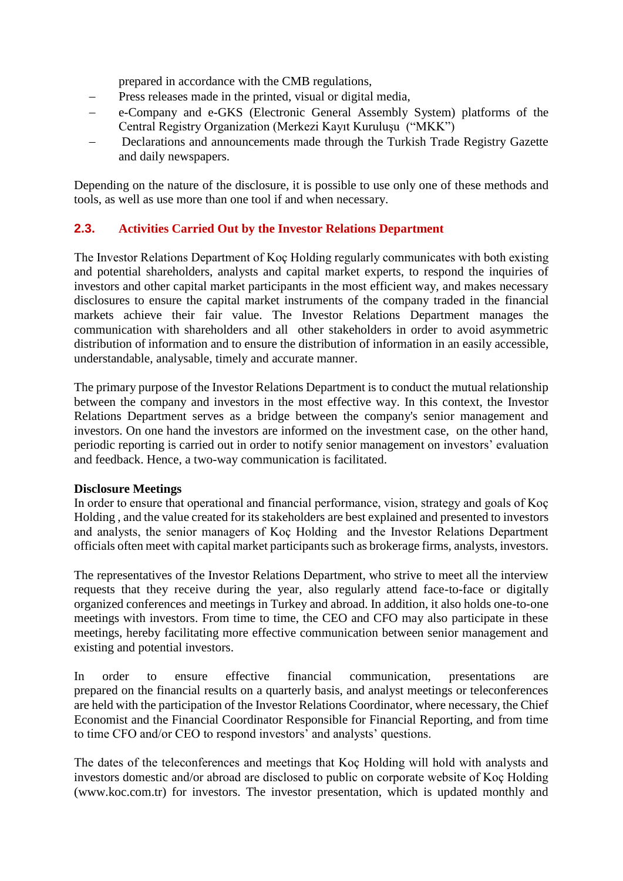prepared in accordance with the CMB regulations,

- Press releases made in the printed, visual or digital media,
- e-Company and e-GKS (Electronic General Assembly System) platforms of the Central Registry Organization (Merkezi Kayıt Kuruluşu ("MKK")
- Declarations and announcements made through the Turkish Trade Registry Gazette and daily newspapers.

Depending on the nature of the disclosure, it is possible to use only one of these methods and tools, as well as use more than one tool if and when necessary.

## 2.3. Activities Carried Out by the Investor Relations Department

The Investor Relations Department of Koç Holding regularly communicates with both existing and potential shareholders, analysts and capital market experts, to respond the inquiries of investors and other capital market participants in the most efficient way, and makes necessary disclosures to ensure the capital market instruments of the company traded in the financial markets achieve their fair value. The Investor Relations Department manages the communication with shareholders and all other stakeholders in order to avoid asymmetric distribution of information and to ensure the distribution of information in an easily accessible, understandable, analysable, timely and accurate manner.

The primary purpose of the Investor Relations Department is to conduct the mutual relationship between the company and investors in the most effective way. In this context, the Investor Relations Department serves as a bridge between the company's senior management and investors. On one hand the investors are informed on the investment case, on the other hand, periodic reporting is carried out in order to notify senior management on investors' evaluation and feedback. Hence, a two-way communication is facilitated.

**Disclosure Meetings**

In order to ensure that operational and financial performance, vision, strategy and goals of Koç Holding , and the value created for its stakeholders are best explained and presented to investors and analysts, the senior managers of Koç Holding and the Investor Relations Department officials often meet with capital market participants such as brokerage firms, analysts, investors.

The representatives of the Investor Relations Department, who strive to meet all the interview requests that they receive during the year, also regularly attend face-to-face or digitally organized conferences and meetings in Turkey and abroad. In addition, it also holds one-to-one meetings with investors. From time to time, the CEO and CFO may also participate in these meetings, hereby facilitating more effective communication between senior management and existing and potential investors.

In order to ensure effective financial communication, presentations are prepared on the financial results on a quarterly basis, and analyst meetings or teleconferences are held with the participation of the Investor Relations Coordinator, where necessary, the Chief Economist and the Financial Coordinator Responsible for Financial Reporting, and from time to time CFO and/or CEO to respond investors' and analysts' questions.

The dates of the teleconferences and meetings that Koç Holding will hold with analysts and investors domestic and/or abroad are disclosed to public on corporate website of Koç Holding (www.koc.com.tr) for investors. The investor presentation, which is updated monthly and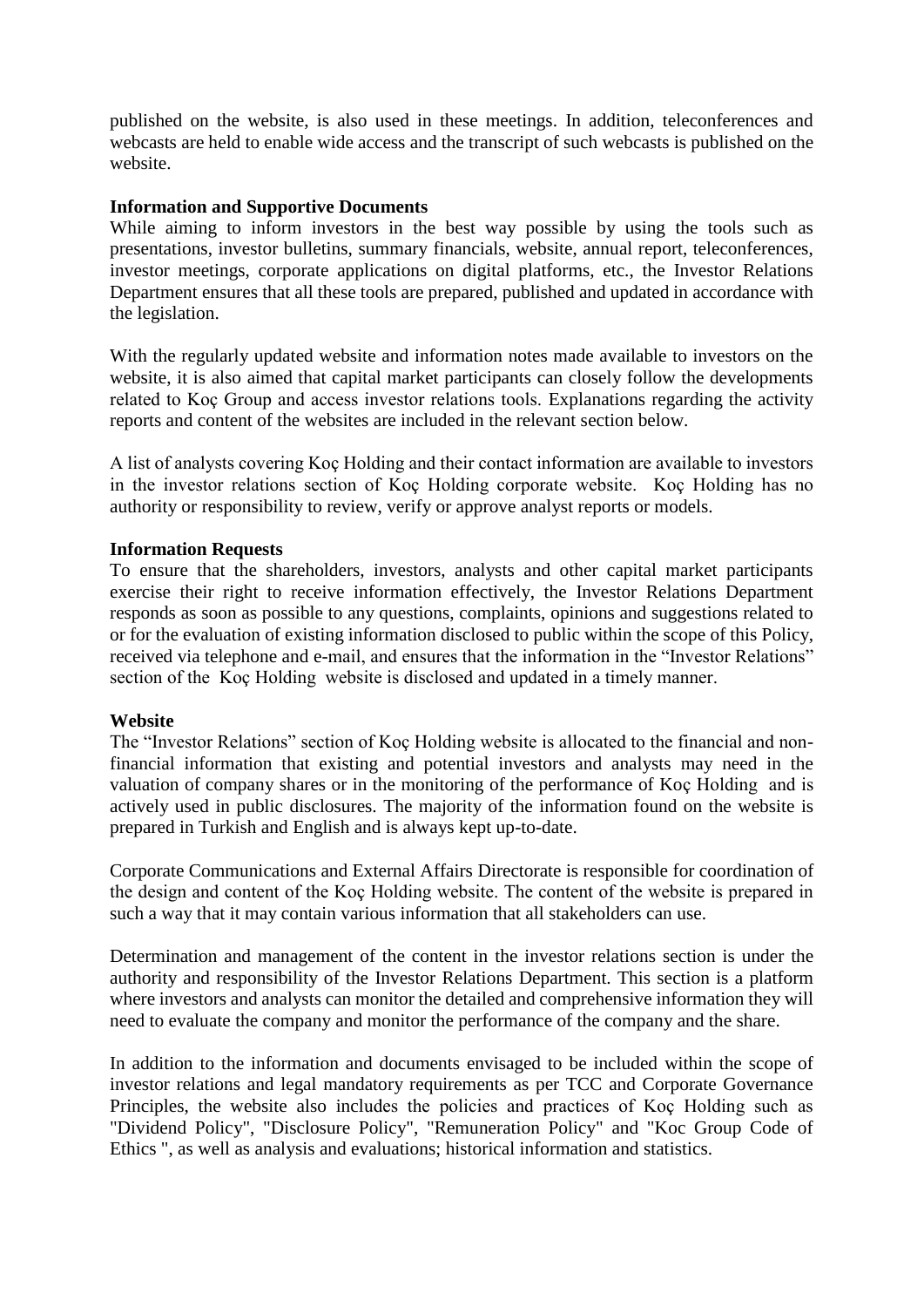published on the website, is also used in these meetings. In addition, teleconferences and webcasts are held to enable wide access and the transcript of such webcasts is published on the website.

**Information and Supportive Documents**

While aiming to inform investors in the best way possible by using the tools such as presentations, investor bulletins, summary financials, website, annual report, teleconferences, investor meetings, corporate applications on digital platforms, etc., the Investor Relations Department ensures that all these tools are prepared, published and updated in accordance with the legislation.

With the regularly updated website and information notes made available to investors on the website, it is also aimed that capital market participants can closely follow the developments related to Koç Group and access investor relations tools. Explanations regarding the activity reports and content of the websites are included in the relevant section below.

A list of analysts covering Koç Holding and their contact information are available to investors in the investor relations section of Koç Holding corporate website. Koç Holding has no authority or responsibility to review, verify or approve analyst reports or models.

**Information Requests**

To ensure that the shareholders, investors, analysts and other capital market participants exercise their right to receive information effectively, the Investor Relations Department responds as soon as possible to any questions, complaints, opinions and suggestions related to or for the evaluation of existing information disclosed to public within the scope of this Policy, received via telephone and e-mail, and ensures that the information in the "Investor Relations" section of the Koç Holding website is disclosed and updated in a timely manner.

**Website**

The "Investor Relations" section of Koç Holding website is allocated to the financial and non-financial information that existing and potential investors and analysts may need in the valuation of company shares or in the monitoring of the performance of Koç Holding and is actively used in public disclosures. The majority of the information found on the website is prepared in Turkish and English and is always kept up-to-date.

Corporate Communications and External Affairs Directorate is responsible for coordination of the design and content of the Koç Holding website. The content of the website is prepared in such a way that it may contain various information that all stakeholders can use.

Determination and management of the content in the investor relations section is under the authority and responsibility of the Investor Relations Department. This section is a platform where investors and analysts can monitor the detailed and comprehensive information they will need to evaluate the company and monitor the performance of the company and the share.

In addition to the information and documents envisaged to be included within the scope of investor relations and legal mandatory requirements as per TCC and Corporate Governance Principles, the website also includes the policies and practices of Koç Holding such as "Dividend Policy", "Disclosure Policy", "Remuneration Policy" and "Koc Group Code of Ethics ", as well as analysis and evaluations; historical information and statistics.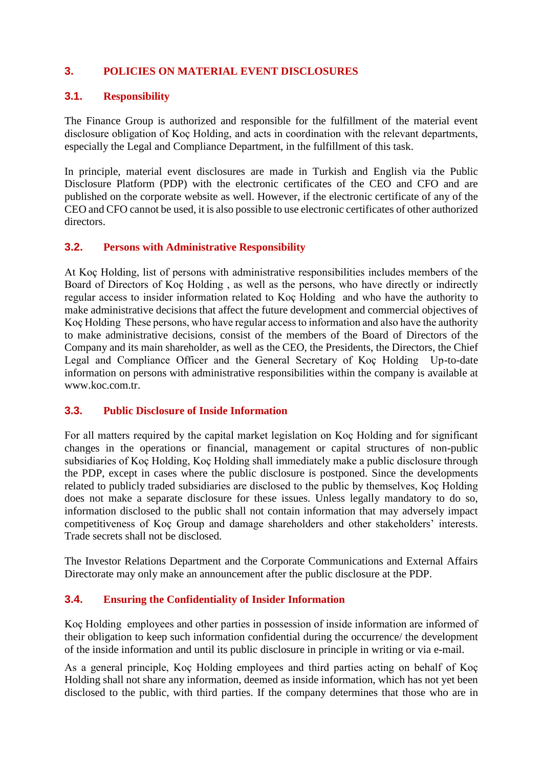## 3. POLICIES ON MATERIAL EVENT DISCLOSURES

### 3.1. Responsibility

The Finance Group is authorized and responsible for the fulfillment of the material event disclosure obligation of Koç Holding, and acts in coordination with the relevant departments, especially the Legal and Compliance Department, in the fulfillment of this task.

In principle, material event disclosures are made in Turkish and English via the Public Disclosure Platform (PDP) with the electronic certificates of the CEO and CFO and are published on the corporate website as well. However, if the electronic certificate of any of the CEO and CFO cannot be used, it is also possible to use electronic certificates of other authorized directors.

### 3.2. Persons with Administrative Responsibility

At Koç Holding, list of persons with administrative responsibilities includes members of the Board of Directors of Koç Holding , as well as the persons, who have directly or indirectly regular access to insider information related to Koç Holding and who have the authority to make administrative decisions that affect the future development and commercial objectives of Koç Holding These persons, who have regular access to information and also have the authority to make administrative decisions, consist of the members of the Board of Directors of the Company and its main shareholder, as well as the CEO, the Presidents, the Directors, the Chief Legal and Compliance Officer and the General Secretary of Koç Holding Up-to-date information on persons with administrative responsibilities within the company is available at www.koc.com.tr.

### 3.3. Public Disclosure of Inside Information

For all matters required by the capital market legislation on Koç Holding and for significant changes in the operations or financial, management or capital structures of non-public subsidiaries of Koç Holding, Koç Holding shall immediately make a public disclosure through the PDP, except in cases where the public disclosure is postponed. Since the developments related to publicly traded subsidiaries are disclosed to the public by themselves, Koç Holding does not make a separate disclosure for these issues. Unless legally mandatory to do so, information disclosed to the public shall not contain information that may adversely impact competitiveness of Koç Group and damage shareholders and other stakeholders' interests. Trade secrets shall not be disclosed.

The Investor Relations Department and the Corporate Communications and External Affairs Directorate may only make an announcement after the public disclosure at the PDP.

### 3.4. Ensuring the Confidentiality of Insider Information

Koç Holding employees and other parties in possession of inside information are informed of their obligation to keep such information confidential during the occurrence/ the development of the inside information and until its public disclosure in principle in writing or via e-mail.

As a general principle, Koç Holding employees and third parties acting on behalf of Koç Holding shall not share any information, deemed as inside information, which has not yet been disclosed to the public, with third parties. If the company determines that those who are in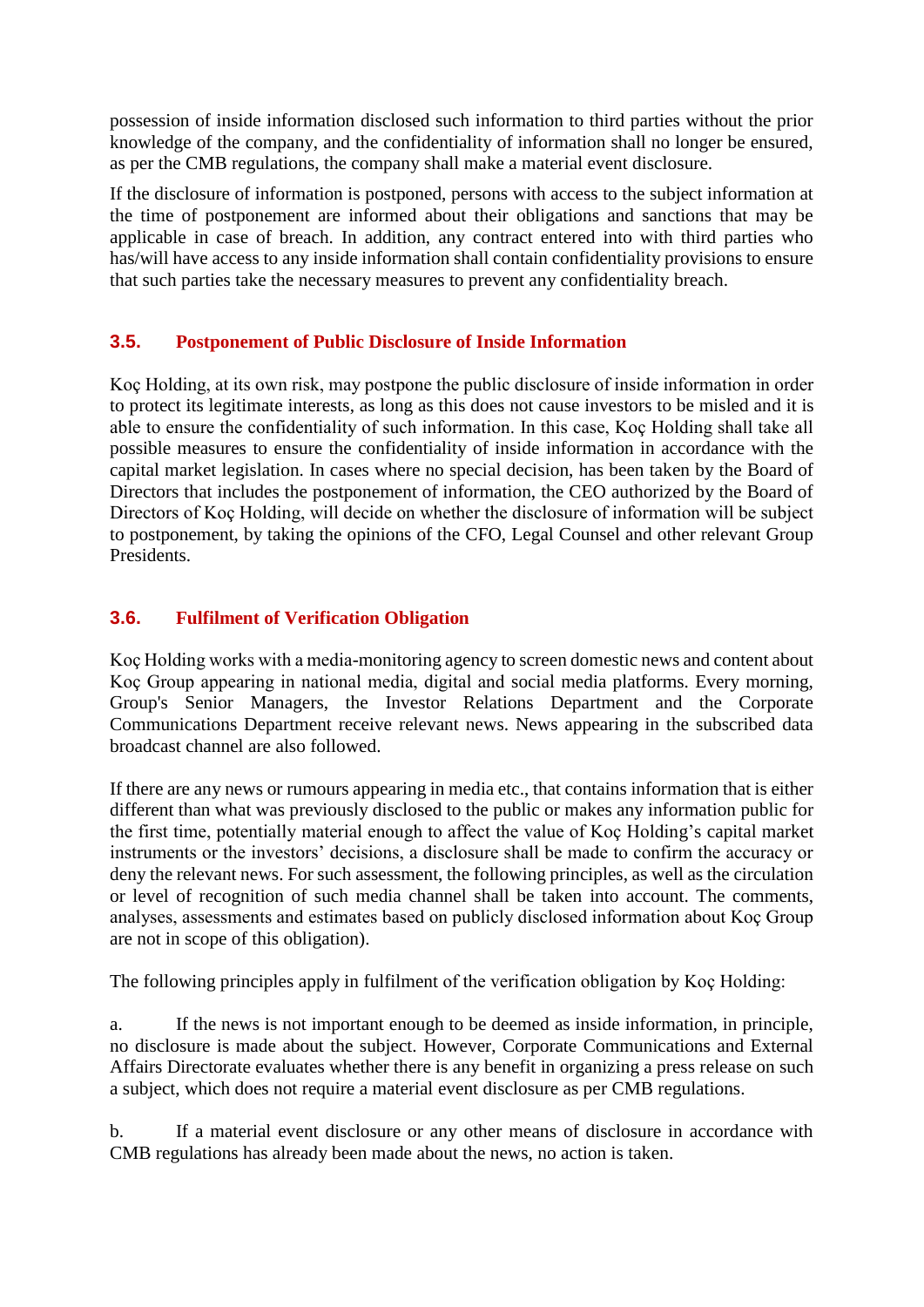possession of inside information disclosed such information to third parties without the prior knowledge of the company, and the confidentiality of information shall no longer be ensured, as per the CMB regulations, the company shall make a material event disclosure.

If the disclosure of information is postponed, persons with access to the subject information at the time of postponement are informed about their obligations and sanctions that may be applicable in case of breach. In addition, any contract entered into with third parties who has/will have access to any inside information shall contain confidentiality provisions to ensure that such parties take the necessary measures to prevent any confidentiality breach.

### 3.5. Postponement of Public Disclosure of Inside Information

Koç Holding, at its own risk, may postpone the public disclosure of inside information in order to protect its legitimate interests, as long as this does not cause investors to be misled and it is able to ensure the confidentiality of such information. In this case, Koç Holding shall take all possible measures to ensure the confidentiality of inside information in accordance with the capital market legislation. In cases where no special decision, has been taken by the Board of Directors that includes the postponement of information, the CEO authorized by the Board of Directors of Koç Holding, will decide on whether the disclosure of information will be subject to postponement, by taking the opinions of the CFO, Legal Counsel and other relevant Group Presidents.

### 3.6. Fulfilment of Verification Obligation

Koç Holding works with a media-monitoring agency to screen domestic news and content about Koç Group appearing in national media, digital and social media platforms. Every morning, Group's Senior Managers, the Investor Relations Department and the Corporate Communications Department receive relevant news. News appearing in the subscribed data broadcast channel are also followed.

If there are any news or rumours appearing in media etc., that contains information that is either different than what was previously disclosed to the public or makes any information public for the first time, potentially material enough to affect the value of Koç Holding's capital market instruments or the investors' decisions, a disclosure shall be made to confirm the accuracy or deny the relevant news. For such assessment, the following principles, as well as the circulation or level of recognition of such media channel shall be taken into account. The comments, analyses, assessments and estimates based on publicly disclosed information about Koç Group are not in scope of this obligation).

The following principles apply in fulfilment of the verification obligation by Koç Holding:

a. If the news is not important enough to be deemed as inside information, in principle, no disclosure is made about the subject. However, Corporate Communications and External Affairs Directorate evaluates whether there is any benefit in organizing a press release on such a subject, which does not require a material event disclosure as per CMB regulations.

b. If a material event disclosure or any other means of disclosure in accordance with CMB regulations has already been made about the news, no action is taken.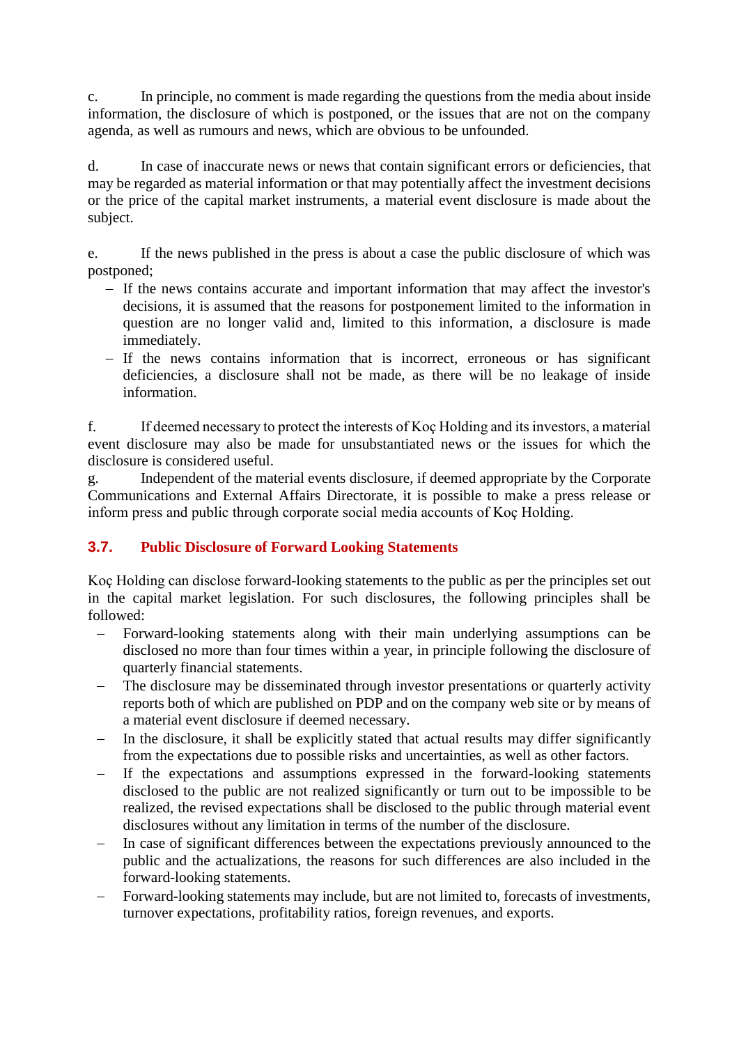c. In principle, no comment is made regarding the questions from the media about inside information, the disclosure of which is postponed, or the issues that are not on the company agenda, as well as rumours and news, which are obvious to be unfounded.

d. In case of inaccurate news or news that contain significant errors or deficiencies, that may be regarded as material information or that may potentially affect the investment decisions or the price of the capital market instruments, a material event disclosure is made about the subject.

e. If the news published in the press is about a case the public disclosure of which was postponed;

- If the news contains accurate and important information that may affect the investor's decisions, it is assumed that the reasons for postponement limited to the information in question are no longer valid and, limited to this information, a disclosure is made immediately.
- If the news contains information that is incorrect, erroneous or has significant deficiencies, a disclosure shall not be made, as there will be no leakage of inside information.

f. If deemed necessary to protect the interests of Koç Holding and its investors, a material event disclosure may also be made for unsubstantiated news or the issues for which the disclosure is considered useful.

g. Independent of the material events disclosure, if deemed appropriate by the Corporate Communications and External Affairs Directorate, it is possible to make a press release or inform press and public through corporate social media accounts of Koç Holding.

## 3.7. Public Disclosure of Forward Looking Statements

Koç Holding can disclose forward-looking statements to the public as per the principles set out in the capital market legislation. For such disclosures, the following principles shall be followed:

- Forward-looking statements along with their main underlying assumptions can be disclosed no more than four times within a year, in principle following the disclosure of quarterly financial statements.
- The disclosure may be disseminated through investor presentations or quarterly activity reports both of which are published on PDP and on the company web site or by means of a material event disclosure if deemed necessary.
- In the disclosure, it shall be explicitly stated that actual results may differ significantly from the expectations due to possible risks and uncertainties, as well as other factors.
- If the expectations and assumptions expressed in the forward-looking statements disclosed to the public are not realized significantly or turn out to be impossible to be realized, the revised expectations shall be disclosed to the public through material event disclosures without any limitation in terms of the number of the disclosure.
- In case of significant differences between the expectations previously announced to the public and the actualizations, the reasons for such differences are also included in the forward-looking statements.
- Forward-looking statements may include, but are not limited to, forecasts of investments, turnover expectations, profitability ratios, foreign revenues, and exports.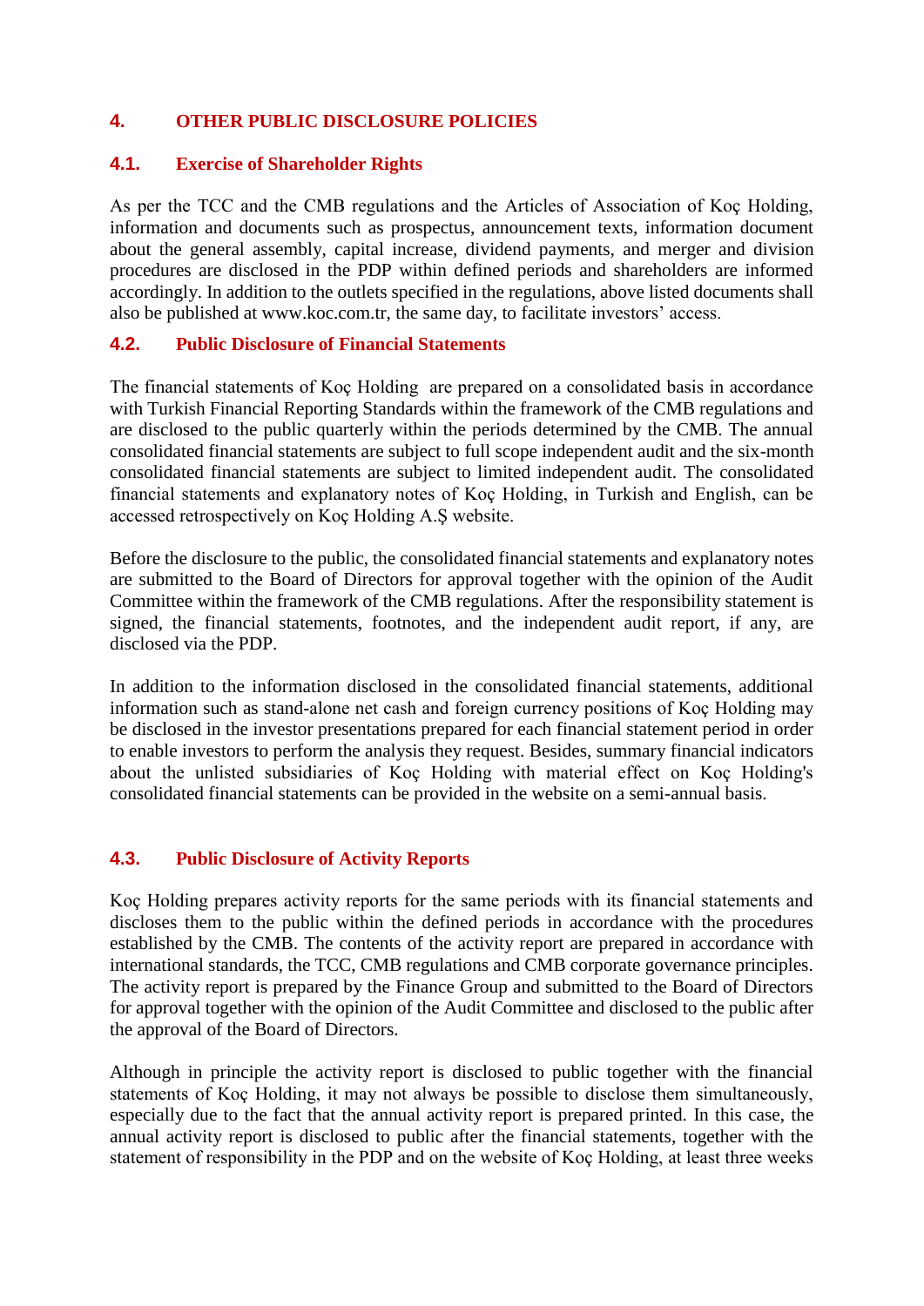# 4. OTHER PUBLIC DISCLOSURE POLICIES

## 4.1. Exercise of Shareholder Rights

As per the TCC and the CMB regulations and the Articles of Association of Koç Holding, information and documents such as prospectus, announcement texts, information document about the general assembly, capital increase, dividend payments, and merger and division procedures are disclosed in the PDP within defined periods and shareholders are informed accordingly. In addition to the outlets specified in the regulations, above listed documents shall also be published at www.koc.com.tr, the same day, to facilitate investors' access.

## 4.2. Public Disclosure of Financial Statements

The financial statements of Koç Holding are prepared on a consolidated basis in accordance with Turkish Financial Reporting Standards within the framework of the CMB regulations and are disclosed to the public quarterly within the periods determined by the CMB. The annual consolidated financial statements are subject to full scope independent audit and the six-month consolidated financial statements are subject to limited independent audit. The consolidated financial statements and explanatory notes of Koç Holding, in Turkish and English, can be accessed retrospectively on Koç Holding A.Ş website.

Before the disclosure to the public, the consolidated financial statements and explanatory notes are submitted to the Board of Directors for approval together with the opinion of the Audit Committee within the framework of the CMB regulations. After the responsibility statement is signed, the financial statements, footnotes, and the independent audit report, if any, are disclosed via the PDP.

In addition to the information disclosed in the consolidated financial statements, additional information such as stand-alone net cash and foreign currency positions of Koç Holding may be disclosed in the investor presentations prepared for each financial statement period in order to enable investors to perform the analysis they request. Besides, summary financial indicators about the unlisted subsidiaries of Koç Holding with material effect on Koç Holding's consolidated financial statements can be provided in the website on a semi-annual basis.

## 4.3. Public Disclosure of Activity Reports

Koç Holding prepares activity reports for the same periods with its financial statements and discloses them to the public within the defined periods in accordance with the procedures established by the CMB. The contents of the activity report are prepared in accordance with international standards, the TCC, CMB regulations and CMB corporate governance principles. The activity report is prepared by the Finance Group and submitted to the Board of Directors for approval together with the opinion of the Audit Committee and disclosed to the public after the approval of the Board of Directors.

Although in principle the activity report is disclosed to public together with the financial statements of Koç Holding, it may not always be possible to disclose them simultaneously, especially due to the fact that the annual activity report is prepared printed. In this case, the annual activity report is disclosed to public after the financial statements, together with the statement of responsibility in the PDP and on the website of Koç Holding, at least three weeks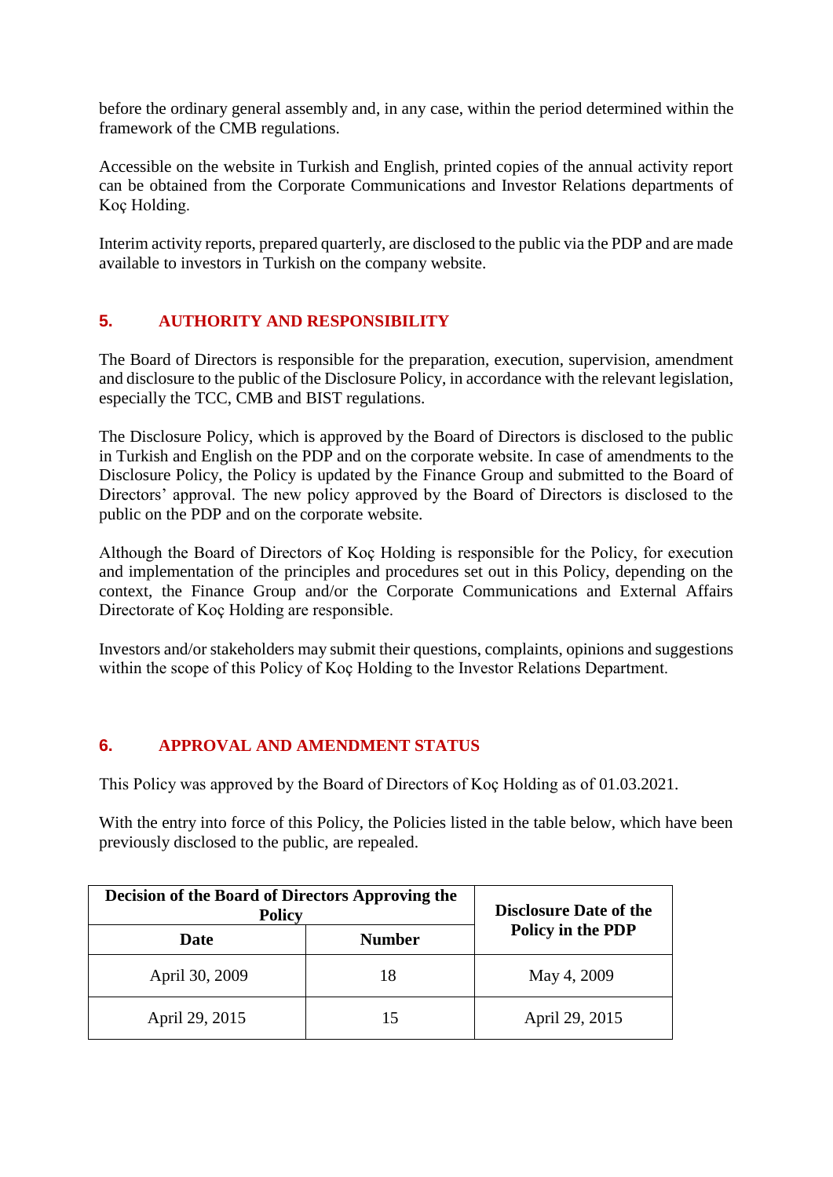before the ordinary general assembly and, in any case, within the period determined within the framework of the CMB regulations.

Accessible on the website in Turkish and English, printed copies of the annual activity report can be obtained from the Corporate Communications and Investor Relations departments of Koç Holding.

Interim activity reports, prepared quarterly, are disclosed to the public via the PDP and are made available to investors in Turkish on the company website.

## 5. AUTHORITY AND RESPONSIBILITY

The Board of Directors is responsible for the preparation, execution, supervision, amendment and disclosure to the public of the Disclosure Policy, in accordance with the relevant legislation, especially the TCC, CMB and BIST regulations.

The Disclosure Policy, which is approved by the Board of Directors is disclosed to the public in Turkish and English on the PDP and on the corporate website. In case of amendments to the Disclosure Policy, the Policy is updated by the Finance Group and submitted to the Board of Directors' approval. The new policy approved by the Board of Directors is disclosed to the public on the PDP and on the corporate website.

Although the Board of Directors of Koç Holding is responsible for the Policy, for execution and implementation of the principles and procedures set out in this Policy, depending on the context, the Finance Group and/or the Corporate Communications and External Affairs Directorate of Koç Holding are responsible.

Investors and/or stakeholders may submit their questions, complaints, opinions and suggestions within the scope of this Policy of Koç Holding to the Investor Relations Department.

## 6. APPROVAL AND AMENDMENT STATUS

This Policy was approved by the Board of Directors of Koç Holding as of 01.03.2021.

With the entry into force of this Policy, the Policies listed in the table below, which have been previously disclosed to the public, are repealed.

| Decision of the Board of Directors Approving the Policy | | Disclosure Date of the Policy in the PDP |
|---|---|---|
| Date | Number | |
| April 30, 2009 | 18 | May 4, 2009 |
| April 29, 2015 | 15 | April 29, 2015 |